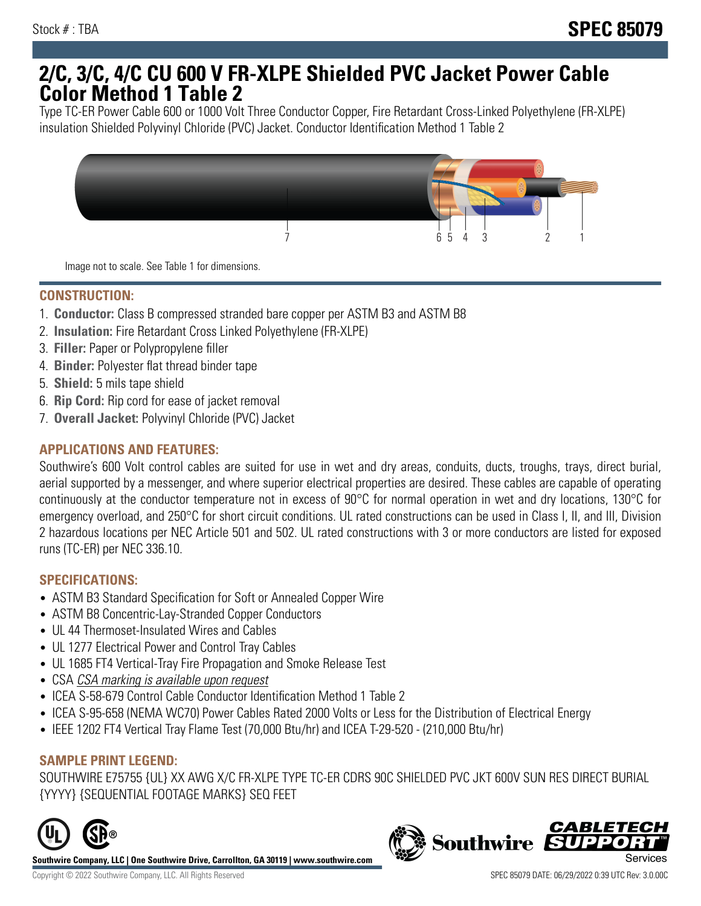Stock # : TBA

# SPEC 85079

# 2/C, 3/C, 4/C CU 600 V FR-XLPE Shielded PVC Jacket Power Cable Color Method 1 Table 2

Type TC-ER Power Cable 600 or 1000 Volt Three Conductor Copper, Fire Retardant Cross-Linked Polyethylene (FR-XLPE) insulation Shielded Polyvinyl Chloride (PVC) Jacket. Conductor Identification Method 1 Table 2

7 6 5 4 3 2 1

Image not to scale. See Table 1 for dimensions.

## CONSTRUCTION:

1. **Conductor:** Class B compressed stranded bare copper per ASTM B3 and ASTM B8
2. **Insulation:** Fire Retardant Cross Linked Polyethylene (FR-XLPE)
3. **Filler:** Paper or Polypropylene filler
4. **Binder:** Polyester flat thread binder tape
5. **Shield:** 5 mils tape shield
6. **Rip Cord:** Rip cord for ease of jacket removal
7. **Overall Jacket:** Polyvinyl Chloride (PVC) Jacket

## APPLICATIONS AND FEATURES:

Southwire's 600 Volt control cables are suited for use in wet and dry areas, conduits, ducts, troughs, trays, direct burial, aerial supported by a messenger, and where superior electrical properties are desired. These cables are capable of operating continuously at the conductor temperature not in excess of 90°C for normal operation in wet and dry locations, 130°C for emergency overload, and 250°C for short circuit conditions. UL rated constructions can be used in Class I, II, and III, Division 2 hazardous locations per NEC Article 501 and 502. UL rated constructions with 3 or more conductors are listed for exposed runs (TC-ER) per NEC 336.10.

## SPECIFICATIONS:

- ASTM B3 Standard Specification for Soft or Annealed Copper Wire
- ASTM B8 Concentric-Lay-Stranded Copper Conductors
- UL 44 Thermoset-Insulated Wires and Cables
- UL 1277 Electrical Power and Control Tray Cables
- UL 1685 FT4 Vertical-Tray Fire Propagation and Smoke Release Test
- CSA *CSA marking is available upon request*
- ICEA S-58-679 Control Cable Conductor Identification Method 1 Table 2
- ICEA S-95-658 (NEMA WC70) Power Cables Rated 2000 Volts or Less for the Distribution of Electrical Energy
- IEEE 1202 FT4 Vertical Tray Flame Test (70,000 Btu/hr) and ICEA T-29-520 - (210,000 Btu/hr)

## SAMPLE PRINT LEGEND:

SOUTHWIRE E75755 {UL} XX AWG X/C FR-XLPE TYPE TC-ER CDRS 90C SHIELDED PVC JKT 600V SUN RES DIRECT BURIAL {YYYY} {SEQUENTIAL FOOTAGE MARKS} SEQ FEET

**Southwire Company, LLC | One Southwire Drive, Carrollton, GA 30119 | www.southwire.com**

Copyright © 2022 Southwire Company, LLC. All Rights Reserved

SPEC 85079 DATE: 06/29/2022 0:39 UTC Rev: 3.0.00C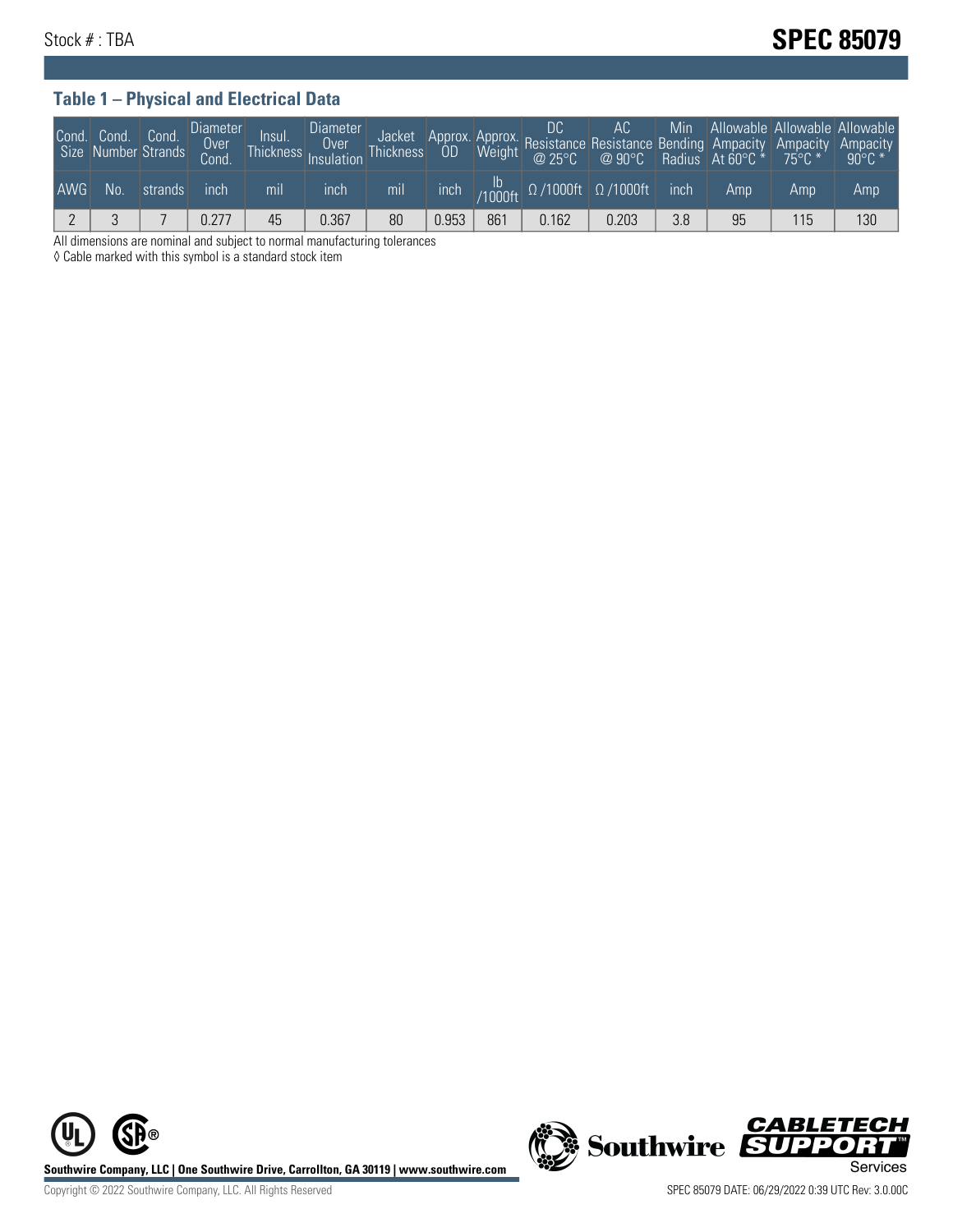### Table 1 – Physical and Electrical Data

| Cond. Size | Cond. Number | Cond. Strands | Diameter Over Cond. | Insul. Thickness | Diameter Over Insulation | Jacket Thickness | Approx. OD | Approx. Weight | DC Resistance @ 25°C | AC Resistance @ 90°C | Min Bending Radius | Allowable Ampacity At 60°C * | Allowable Ampacity 75°C * | Allowable Ampacity 90°C * |
|---|---|---|---|---|---|---|---|---|---|---|---|---|---|---|
| AWG | No. | strands | inch | mil | inch | mil | inch | lb /1000ft | Ω /1000ft | Ω /1000ft | inch | Amp | Amp | Amp |
| 2 | 3 | 7 | 0.277 | 45 | 0.367 | 80 | 0.953 | 861 | 0.162 | 0.203 | 3.8 | 95 | 115 | 130 |

All dimensions are nominal and subject to normal manufacturing tolerances

◊ Cable marked with this symbol is a standard stock item

Southwire Company, LLC | One Southwire Drive, Carrollton, GA 30119 | www.southwire.com

Copyright © 2022 Southwire Company, LLC. All Rights Reserved

SPEC 85079 DATE: 06/29/2022 0:39 UTC Rev: 3.0.00C